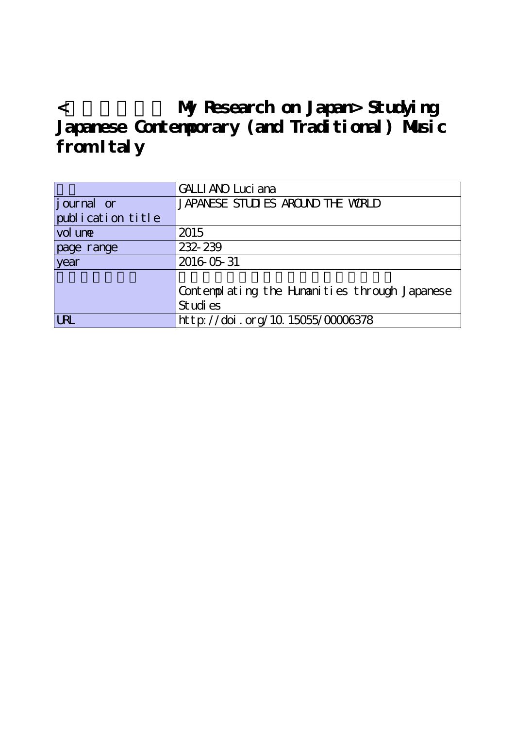# <　　　　　　My Research on Japan> Studying Japanese Contemporary (and Traditional) Music from Italy

| | |
|---|---|
| | GALLIANO Luciana |
| journal or publication title | JAPANESE STUDIES AROUND THE WORLD |
| volume | 2015 |
| page range | 232-239 |
| year | 2016-05-31 |
| | Contemplating the Humanities through Japanese Studies |
| URL | http://doi.org/10.15055/00006378 |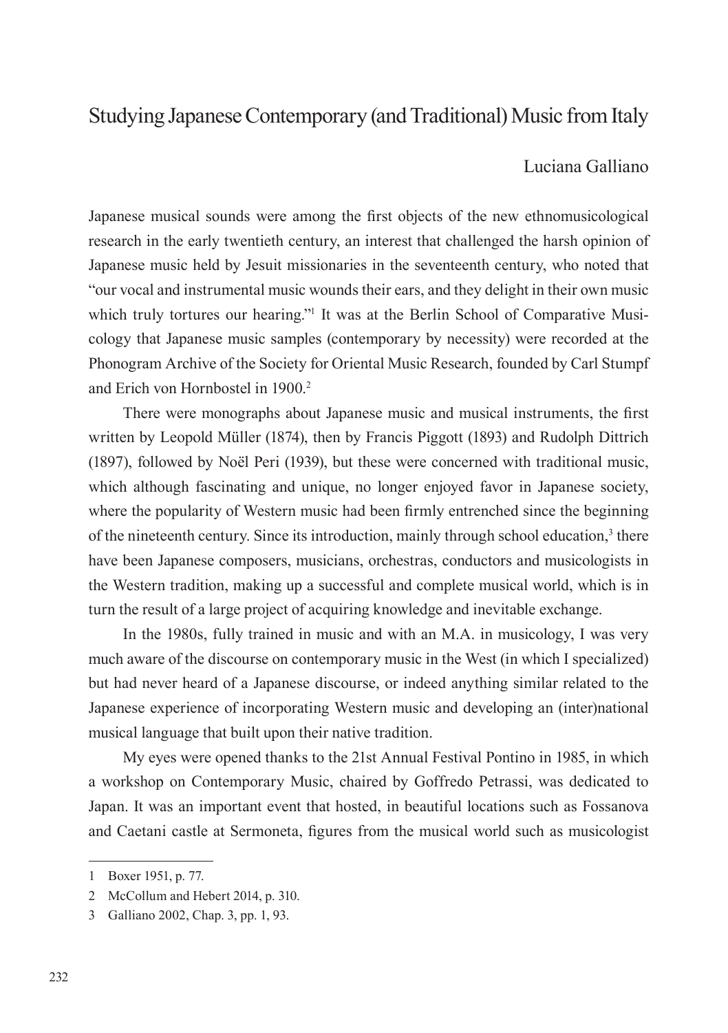# Studying Japanese Contemporary (and Traditional) Music from Italy

Luciana Galliano

Japanese musical sounds were among the first objects of the new ethnomusicological research in the early twentieth century, an interest that challenged the harsh opinion of Japanese music held by Jesuit missionaries in the seventeenth century, who noted that "our vocal and instrumental music wounds their ears, and they delight in their own music which truly tortures our hearing."[1] It was at the Berlin School of Comparative Musicology that Japanese music samples (contemporary by necessity) were recorded at the Phonogram Archive of the Society for Oriental Music Research, founded by Carl Stumpf and Erich von Hornbostel in 1900.[2]

There were monographs about Japanese music and musical instruments, the first written by Leopold Müller (1874), then by Francis Piggott (1893) and Rudolph Dittrich (1897), followed by Noël Peri (1939), but these were concerned with traditional music, which although fascinating and unique, no longer enjoyed favor in Japanese society, where the popularity of Western music had been firmly entrenched since the beginning of the nineteenth century. Since its introduction, mainly through school education,[3] there have been Japanese composers, musicians, orchestras, conductors and musicologists in the Western tradition, making up a successful and complete musical world, which is in turn the result of a large project of acquiring knowledge and inevitable exchange.

In the 1980s, fully trained in music and with an M.A. in musicology, I was very much aware of the discourse on contemporary music in the West (in which I specialized) but had never heard of a Japanese discourse, or indeed anything similar related to the Japanese experience of incorporating Western music and developing an (inter)national musical language that built upon their native tradition.

My eyes were opened thanks to the 21st Annual Festival Pontino in 1985, in which a workshop on Contemporary Music, chaired by Goffredo Petrassi, was dedicated to Japan. It was an important event that hosted, in beautiful locations such as Fossanova and Caetani castle at Sermoneta, figures from the musical world such as musicologist

---

1 Boxer 1951, p. 77.

2 McCollum and Hebert 2014, p. 310.

3 Galliano 2002, Chap. 3, pp. 1, 93.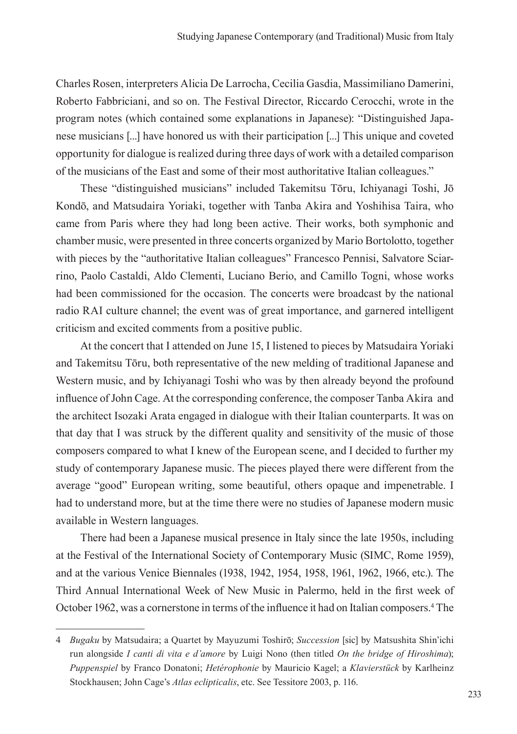Charles Rosen, interpreters Alicia De Larrocha, Cecilia Gasdia, Massimiliano Damerini, Roberto Fabbriciani, and so on. The Festival Director, Riccardo Cerocchi, wrote in the program notes (which contained some explanations in Japanese): "Distinguished Japanese musicians [...] have honored us with their participation [...] This unique and coveted opportunity for dialogue is realized during three days of work with a detailed comparison of the musicians of the East and some of their most authoritative Italian colleagues."

These "distinguished musicians" included Takemitsu Tōru, Ichiyanagi Toshi, Jō Kondō, and Matsudaira Yoriaki, together with Tanba Akira and Yoshihisa Taira, who came from Paris where they had long been active. Their works, both symphonic and chamber music, were presented in three concerts organized by Mario Bortolotto, together with pieces by the "authoritative Italian colleagues" Francesco Pennisi, Salvatore Sciarrino, Paolo Castaldi, Aldo Clementi, Luciano Berio, and Camillo Togni, whose works had been commissioned for the occasion. The concerts were broadcast by the national radio RAI culture channel; the event was of great importance, and garnered intelligent criticism and excited comments from a positive public.

At the concert that I attended on June 15, I listened to pieces by Matsudaira Yoriaki and Takemitsu Tōru, both representative of the new melding of traditional Japanese and Western music, and by Ichiyanagi Toshi who was by then already beyond the profound influence of John Cage. At the corresponding conference, the composer Tanba Akira and the architect Isozaki Arata engaged in dialogue with their Italian counterparts. It was on that day that I was struck by the different quality and sensitivity of the music of those composers compared to what I knew of the European scene, and I decided to further my study of contemporary Japanese music. The pieces played there were different from the average "good" European writing, some beautiful, others opaque and impenetrable. I had to understand more, but at the time there were no studies of Japanese modern music available in Western languages.

There had been a Japanese musical presence in Italy since the late 1950s, including at the Festival of the International Society of Contemporary Music (SIMC, Rome 1959), and at the various Venice Biennales (1938, 1942, 1954, 1958, 1961, 1962, 1966, etc.). The Third Annual International Week of New Music in Palermo, held in the first week of October 1962, was a cornerstone in terms of the influence it had on Italian composers.[4] The

---

4 *Bugaku* by Matsudaira; a Quartet by Mayuzumi Toshirō; *Succession* [sic] by Matsushita Shin'ichi run alongside *I canti di vita e d'amore* by Luigi Nono (then titled *On the bridge of Hiroshima*); *Puppenspiel* by Franco Donatoni; *Hetérophonie* by Mauricio Kagel; a *Klavierstück* by Karlheinz Stockhausen; John Cage's *Atlas eclipticalis*, etc. See Tessitore 2003, p. 116.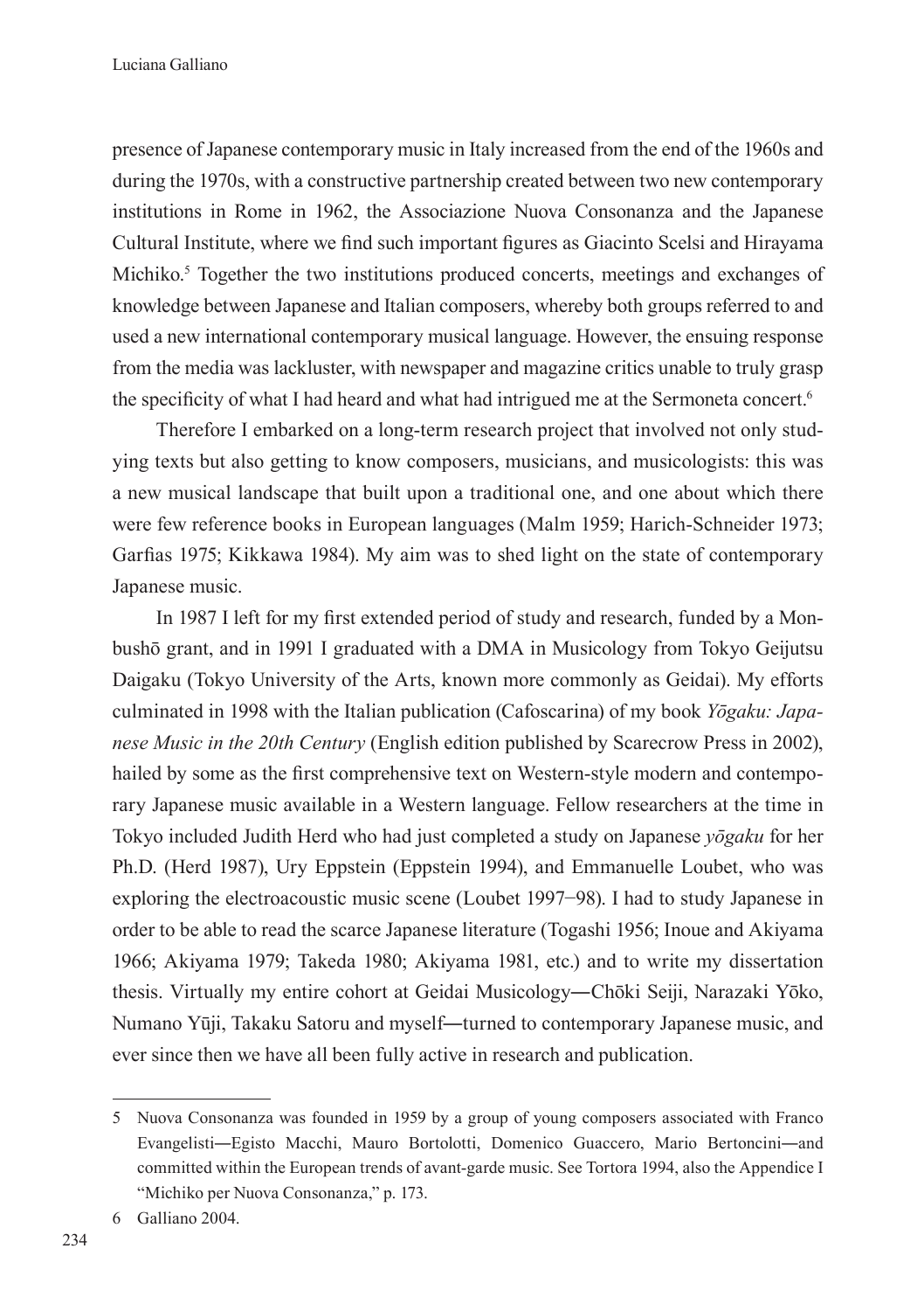presence of Japanese contemporary music in Italy increased from the end of the 1960s and during the 1970s, with a constructive partnership created between two new contemporary institutions in Rome in 1962, the Associazione Nuova Consonanza and the Japanese Cultural Institute, where we find such important figures as Giacinto Scelsi and Hirayama Michiko.[5] Together the two institutions produced concerts, meetings and exchanges of knowledge between Japanese and Italian composers, whereby both groups referred to and used a new international contemporary musical language. However, the ensuing response from the media was lackluster, with newspaper and magazine critics unable to truly grasp the specificity of what I had heard and what had intrigued me at the Sermoneta concert.[6]

Therefore I embarked on a long-term research project that involved not only studying texts but also getting to know composers, musicians, and musicologists: this was a new musical landscape that built upon a traditional one, and one about which there were few reference books in European languages (Malm 1959; Harich-Schneider 1973; Garfias 1975; Kikkawa 1984). My aim was to shed light on the state of contemporary Japanese music.

In 1987 I left for my first extended period of study and research, funded by a Monbushō grant, and in 1991 I graduated with a DMA in Musicology from Tokyo Geijutsu Daigaku (Tokyo University of the Arts, known more commonly as Geidai). My efforts culminated in 1998 with the Italian publication (Cafoscarina) of my book *Yōgaku: Japanese Music in the 20th Century* (English edition published by Scarecrow Press in 2002), hailed by some as the first comprehensive text on Western-style modern and contemporary Japanese music available in a Western language. Fellow researchers at the time in Tokyo included Judith Herd who had just completed a study on Japanese *yōgaku* for her Ph.D. (Herd 1987), Ury Eppstein (Eppstein 1994), and Emmanuelle Loubet, who was exploring the electroacoustic music scene (Loubet 1997–98). I had to study Japanese in order to be able to read the scarce Japanese literature (Togashi 1956; Inoue and Akiyama 1966; Akiyama 1979; Takeda 1980; Akiyama 1981, etc.) and to write my dissertation thesis. Virtually my entire cohort at Geidai Musicology—Chōki Seiji, Narazaki Yōko, Numano Yūji, Takaku Satoru and myself—turned to contemporary Japanese music, and ever since then we have all been fully active in research and publication.

---

5 Nuova Consonanza was founded in 1959 by a group of young composers associated with Franco Evangelisti—Egisto Macchi, Mauro Bortolotti, Domenico Guaccero, Mario Bertoncini—and committed within the European trends of avant-garde music. See Tortora 1994, also the Appendice I "Michiko per Nuova Consonanza," p. 173.

6 Galliano 2004.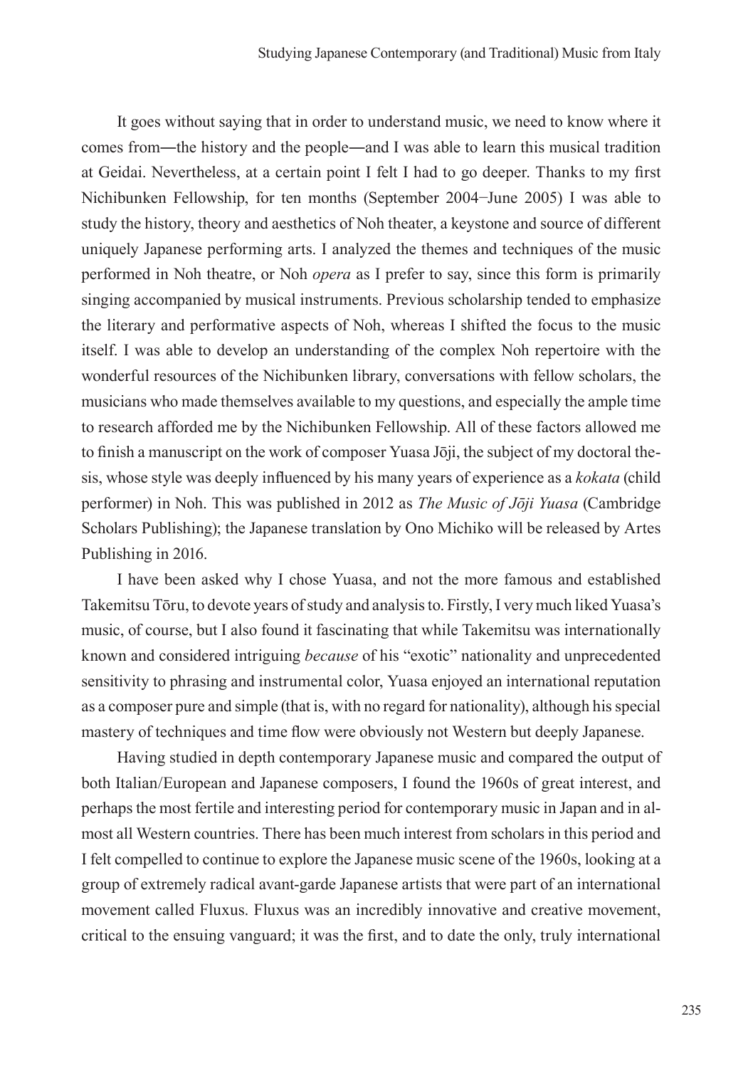It goes without saying that in order to understand music, we need to know where it comes from—the history and the people—and I was able to learn this musical tradition at Geidai. Nevertheless, at a certain point I felt I had to go deeper. Thanks to my first Nichibunken Fellowship, for ten months (September 2004–June 2005) I was able to study the history, theory and aesthetics of Noh theater, a keystone and source of different uniquely Japanese performing arts. I analyzed the themes and techniques of the music performed in Noh theatre, or Noh *opera* as I prefer to say, since this form is primarily singing accompanied by musical instruments. Previous scholarship tended to emphasize the literary and performative aspects of Noh, whereas I shifted the focus to the music itself. I was able to develop an understanding of the complex Noh repertoire with the wonderful resources of the Nichibunken library, conversations with fellow scholars, the musicians who made themselves available to my questions, and especially the ample time to research afforded me by the Nichibunken Fellowship. All of these factors allowed me to finish a manuscript on the work of composer Yuasa Jōji, the subject of my doctoral thesis, whose style was deeply influenced by his many years of experience as a *kokata* (child performer) in Noh. This was published in 2012 as *The Music of Jōji Yuasa* (Cambridge Scholars Publishing); the Japanese translation by Ono Michiko will be released by Artes Publishing in 2016.

I have been asked why I chose Yuasa, and not the more famous and established Takemitsu Tōru, to devote years of study and analysis to. Firstly, I very much liked Yuasa's music, of course, but I also found it fascinating that while Takemitsu was internationally known and considered intriguing *because* of his "exotic" nationality and unprecedented sensitivity to phrasing and instrumental color, Yuasa enjoyed an international reputation as a composer pure and simple (that is, with no regard for nationality), although his special mastery of techniques and time flow were obviously not Western but deeply Japanese.

Having studied in depth contemporary Japanese music and compared the output of both Italian/European and Japanese composers, I found the 1960s of great interest, and perhaps the most fertile and interesting period for contemporary music in Japan and in almost all Western countries. There has been much interest from scholars in this period and I felt compelled to continue to explore the Japanese music scene of the 1960s, looking at a group of extremely radical avant-garde Japanese artists that were part of an international movement called Fluxus. Fluxus was an incredibly innovative and creative movement, critical to the ensuing vanguard; it was the first, and to date the only, truly international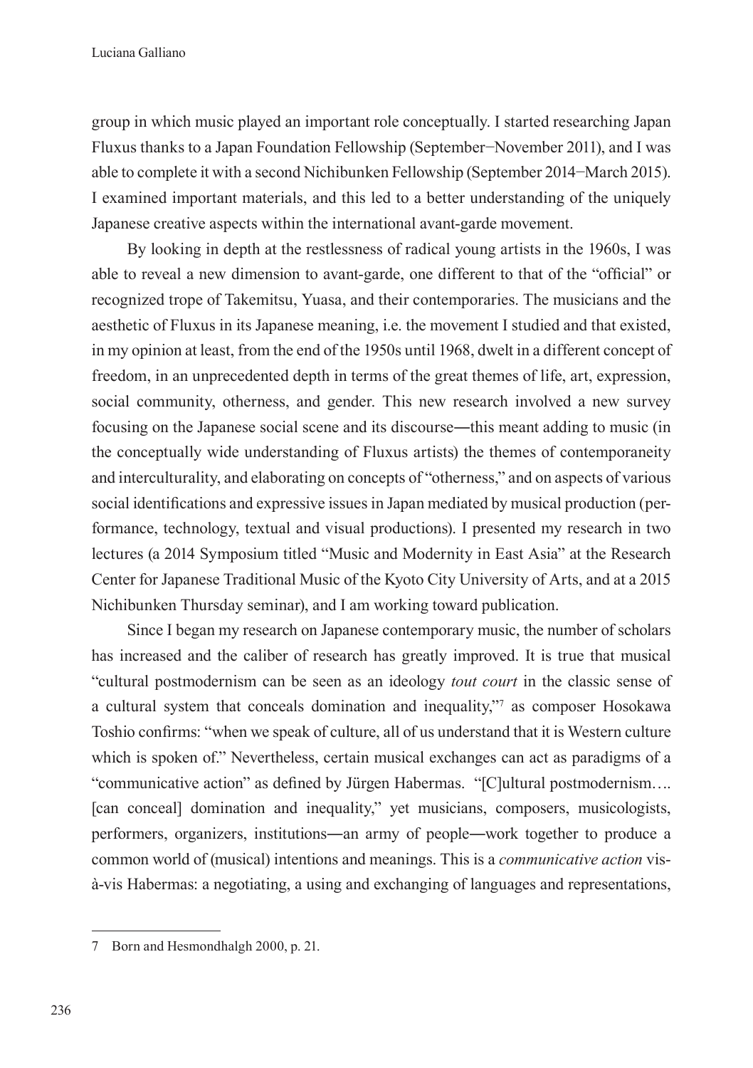group in which music played an important role conceptually. I started researching Japan Fluxus thanks to a Japan Foundation Fellowship (September–November 2011), and I was able to complete it with a second Nichibunken Fellowship (September 2014–March 2015). I examined important materials, and this led to a better understanding of the uniquely Japanese creative aspects within the international avant-garde movement.

By looking in depth at the restlessness of radical young artists in the 1960s, I was able to reveal a new dimension to avant-garde, one different to that of the "official" or recognized trope of Takemitsu, Yuasa, and their contemporaries. The musicians and the aesthetic of Fluxus in its Japanese meaning, i.e. the movement I studied and that existed, in my opinion at least, from the end of the 1950s until 1968, dwelt in a different concept of freedom, in an unprecedented depth in terms of the great themes of life, art, expression, social community, otherness, and gender. This new research involved a new survey focusing on the Japanese social scene and its discourse—this meant adding to music (in the conceptually wide understanding of Fluxus artists) the themes of contemporaneity and interculturality, and elaborating on concepts of "otherness," and on aspects of various social identifications and expressive issues in Japan mediated by musical production (performance, technology, textual and visual productions). I presented my research in two lectures (a 2014 Symposium titled "Music and Modernity in East Asia" at the Research Center for Japanese Traditional Music of the Kyoto City University of Arts, and at a 2015 Nichibunken Thursday seminar), and I am working toward publication.

Since I began my research on Japanese contemporary music, the number of scholars has increased and the caliber of research has greatly improved. It is true that musical "cultural postmodernism can be seen as an ideology *tout court* in the classic sense of a cultural system that conceals domination and inequality,"[7] as composer Hosokawa Toshio confirms: "when we speak of culture, all of us understand that it is Western culture which is spoken of." Nevertheless, certain musical exchanges can act as paradigms of a "communicative action" as defined by Jürgen Habermas. "[C]ultural postmodernism…. [can conceal] domination and inequality," yet musicians, composers, musicologists, performers, organizers, institutions—an army of people—work together to produce a common world of (musical) intentions and meanings. This is a *communicative action* vis-à-vis Habermas: a negotiating, a using and exchanging of languages and representations,

---

7 Born and Hesmondhalgh 2000, p. 21.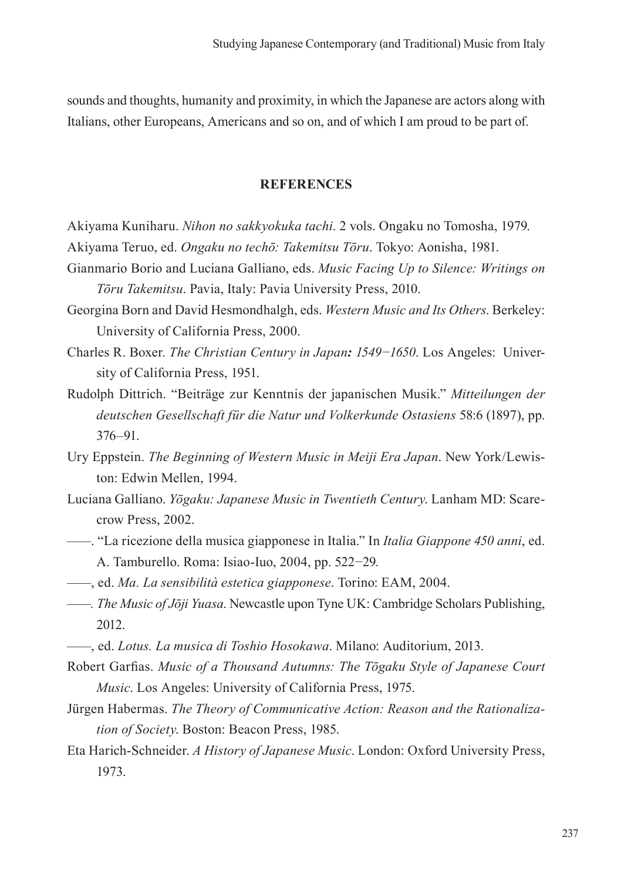sounds and thoughts, humanity and proximity, in which the Japanese are actors along with Italians, other Europeans, Americans and so on, and of which I am proud to be part of.

## REFERENCES

Akiyama Kuniharu. *Nihon no sakkyokuka tachi*. 2 vols. Ongaku no Tomosha, 1979.

Akiyama Teruo, ed. *Ongaku no techō: Takemitsu Tōru*. Tokyo: Aonisha, 1981.

Gianmario Borio and Luciana Galliano, eds. *Music Facing Up to Silence: Writings on Tōru Takemitsu*. Pavia, Italy: Pavia University Press, 2010.

Georgina Born and David Hesmondhalgh, eds. *Western Music and Its Others*. Berkeley: University of California Press, 2000.

Charles R. Boxer. *The Christian Century in Japan: 1549−1650*. Los Angeles: University of California Press, 1951.

Rudolph Dittrich. "Beiträge zur Kenntnis der japanischen Musik." *Mitteilungen der deutschen Gesellschaft für die Natur und Volkerkunde Ostasiens* 58:6 (1897), pp. 376–91.

Ury Eppstein. *The Beginning of Western Music in Meiji Era Japan*. New York/Lewiston: Edwin Mellen, 1994.

Luciana Galliano. *Yōgaku: Japanese Music in Twentieth Century*. Lanham MD: Scarecrow Press, 2002.

——. "La ricezione della musica giapponese in Italia." In *Italia Giappone 450 anni*, ed. A. Tamburello. Roma: Isiao-Iuo, 2004, pp. 522−29.

——, ed. *Ma. La sensibilità estetica giapponese*. Torino: EAM, 2004.

——. *The Music of Jōji Yuasa*. Newcastle upon Tyne UK: Cambridge Scholars Publishing, 2012.

——, ed. *Lotus. La musica di Toshio Hosokawa*. Milano: Auditorium, 2013.

Robert Garfias. *Music of a Thousand Autumns: The Tōgaku Style of Japanese Court Music*. Los Angeles: University of California Press, 1975.

Jürgen Habermas. *The Theory of Communicative Action: Reason and the Rationalization of Society*. Boston: Beacon Press, 1985.

Eta Harich-Schneider. *A History of Japanese Music*. London: Oxford University Press, 1973.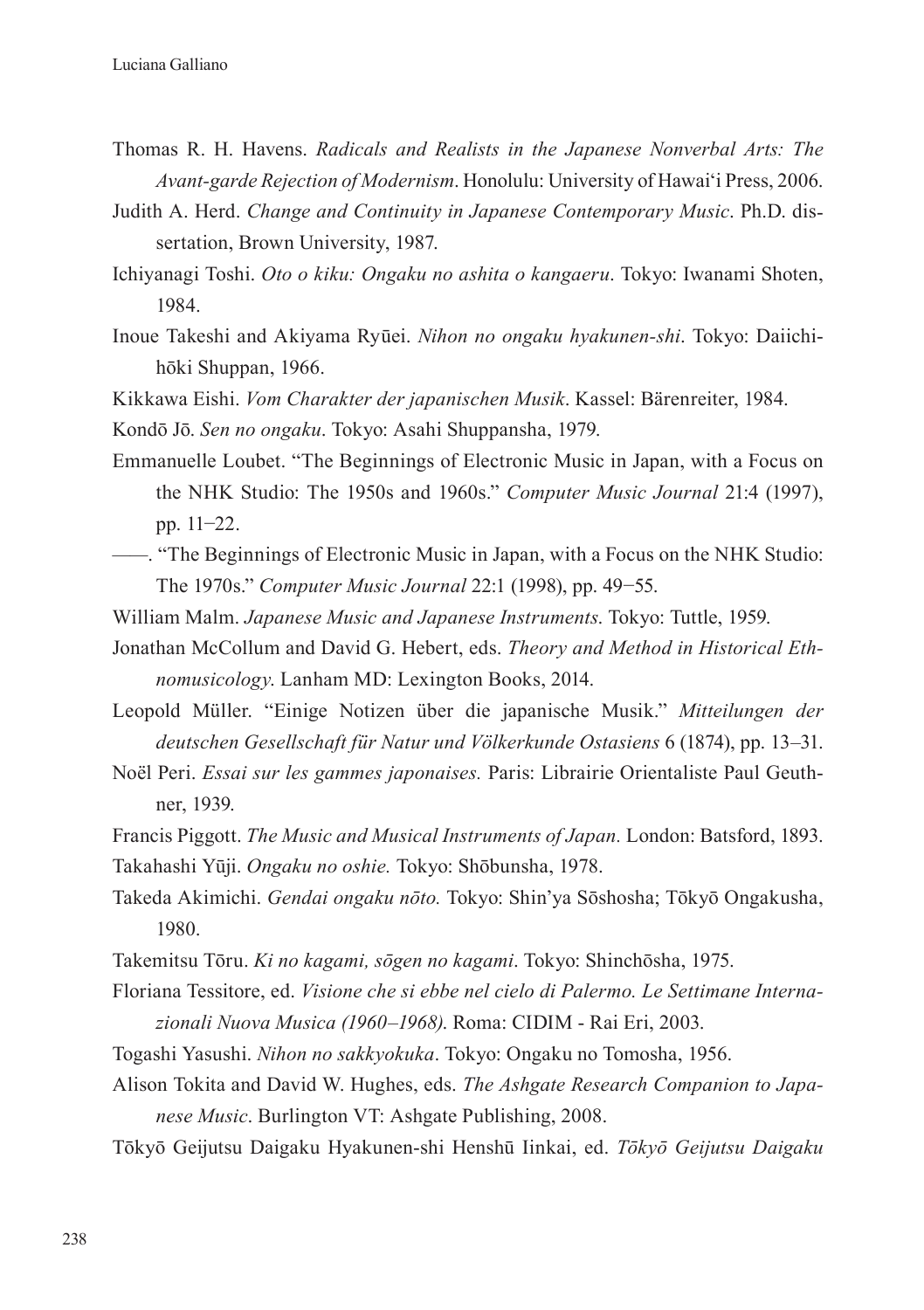Thomas R. H. Havens. *Radicals and Realists in the Japanese Nonverbal Arts: The Avant-garde Rejection of Modernism*. Honolulu: University of Hawai'i Press, 2006.

Judith A. Herd. *Change and Continuity in Japanese Contemporary Music*. Ph.D. dissertation, Brown University, 1987.

Ichiyanagi Toshi. *Oto o kiku: Ongaku no ashita o kangaeru*. Tokyo: Iwanami Shoten, 1984.

Inoue Takeshi and Akiyama Ryūei. *Nihon no ongaku hyakunen-shi*. Tokyo: Daiichihōki Shuppan, 1966.

Kikkawa Eishi. *Vom Charakter der japanischen Musik*. Kassel: Bärenreiter, 1984.

Kondō Jō. *Sen no ongaku*. Tokyo: Asahi Shuppansha, 1979.

Emmanuelle Loubet. "The Beginnings of Electronic Music in Japan, with a Focus on the NHK Studio: The 1950s and 1960s." *Computer Music Journal* 21:4 (1997), pp. 11–22.

——. "The Beginnings of Electronic Music in Japan, with a Focus on the NHK Studio: The 1970s." *Computer Music Journal* 22:1 (1998), pp. 49–55.

William Malm. *Japanese Music and Japanese Instruments*. Tokyo: Tuttle, 1959.

Jonathan McCollum and David G. Hebert, eds. *Theory and Method in Historical Ethnomusicology*. Lanham MD: Lexington Books, 2014.

Leopold Müller. "Einige Notizen über die japanische Musik." *Mitteilungen der deutschen Gesellschaft für Natur und Völkerkunde Ostasiens* 6 (1874), pp. 13–31.

Noël Peri. *Essai sur les gammes japonaises.* Paris: Librairie Orientaliste Paul Geuthner, 1939.

Francis Piggott. *The Music and Musical Instruments of Japan.* London: Batsford, 1893.

Takahashi Yūji. *Ongaku no oshie.* Tokyo: Shōbunsha, 1978.

Takeda Akimichi. *Gendai ongaku nōto.* Tokyo: Shin'ya Sōshosha; Tōkyō Ongakusha, 1980.

Takemitsu Tōru. *Ki no kagami, sōgen no kagami*. Tokyo: Shinchōsha, 1975.

Floriana Tessitore, ed. *Visione che si ebbe nel cielo di Palermo. Le Settimane Internazionali Nuova Musica (1960–1968)*. Roma: CIDIM - Rai Eri, 2003.

Togashi Yasushi. *Nihon no sakkyokuka*. Tokyo: Ongaku no Tomosha, 1956.

Alison Tokita and David W. Hughes, eds. *The Ashgate Research Companion to Japanese Music*. Burlington VT: Ashgate Publishing, 2008.

Tōkyō Geijutsu Daigaku Hyakunen-shi Henshū Iinkai, ed. *Tōkyō Geijutsu Daigaku*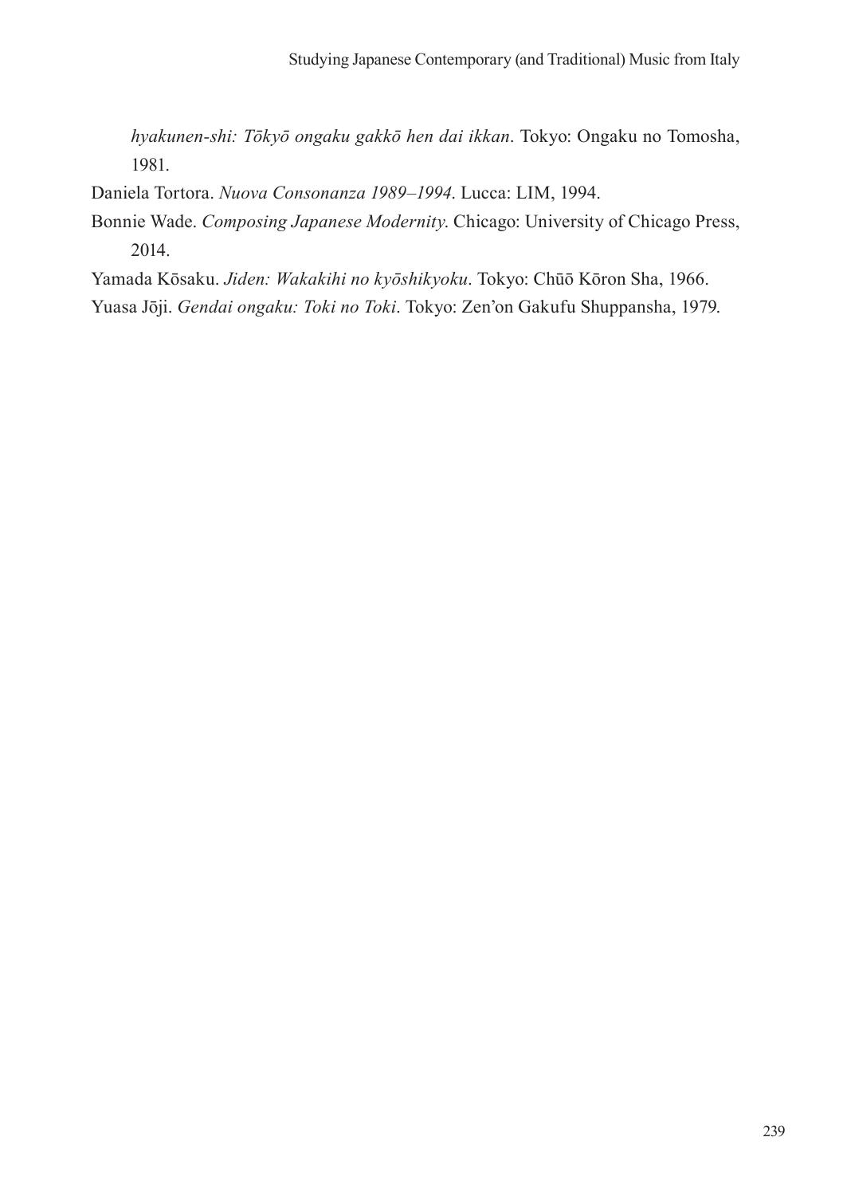*hyakunen-shi: Tōkyō ongaku gakkō hen dai ikkan*. Tokyo: Ongaku no Tomosha, 1981.

Daniela Tortora. *Nuova Consonanza 1989–1994*. Lucca: LIM, 1994.

Bonnie Wade. *Composing Japanese Modernity*. Chicago: University of Chicago Press, 2014.

Yamada Kōsaku. *Jiden: Wakakihi no kyōshikyoku*. Tokyo: Chūō Kōron Sha, 1966.

Yuasa Jōji. *Gendai ongaku: Toki no Toki*. Tokyo: Zen'on Gakufu Shuppansha, 1979.